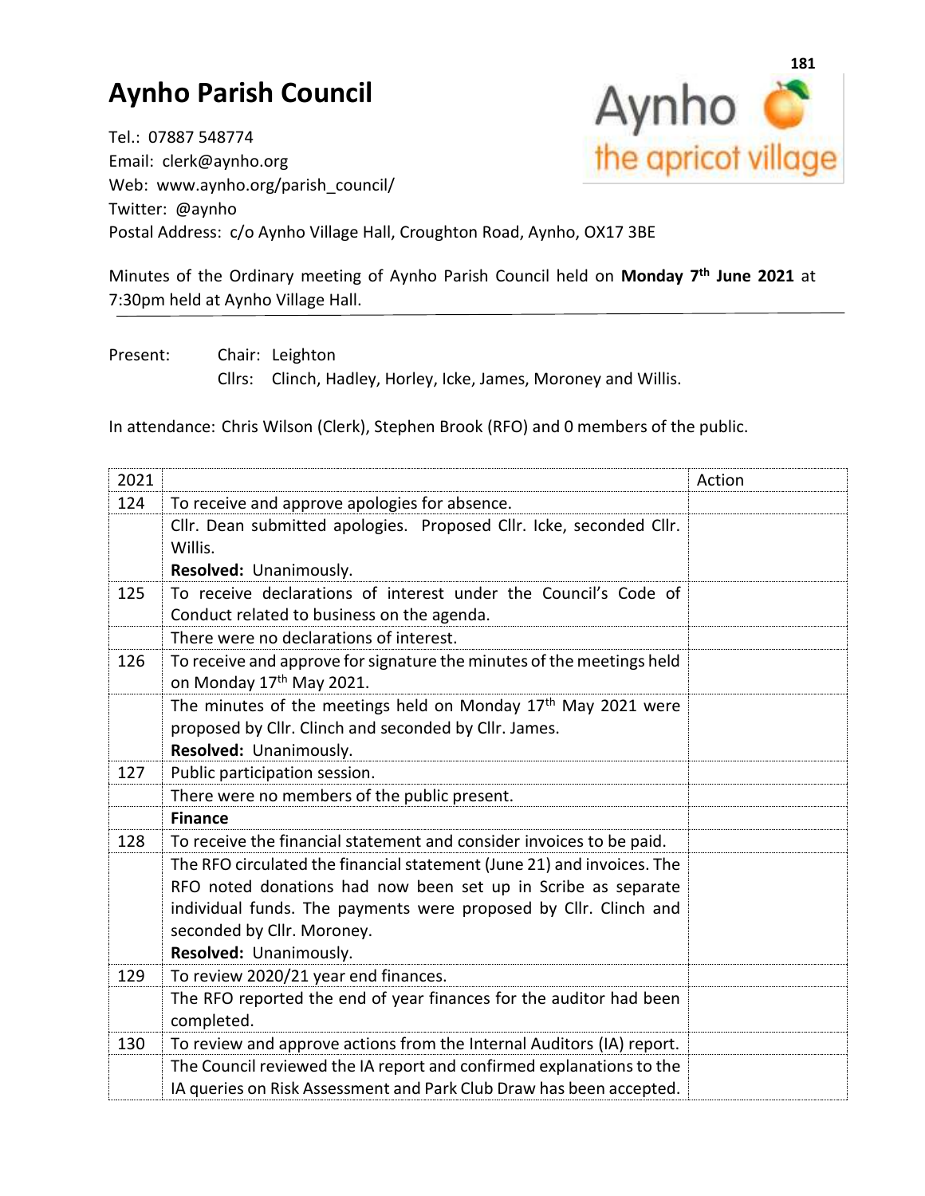# Aynho Parish Council

Tel.: 07887 548774
Email: clerk@aynho.org
Web: www.aynho.org/parish_council/
Twitter: @aynho
Postal Address: c/o Aynho Village Hall, Croughton Road, Aynho, OX17 3BE

Minutes of the Ordinary meeting of Aynho Parish Council held on **Monday 7th June 2021** at 7:30pm held at Aynho Village Hall.

Present: Chair: Leighton
Cllrs: Clinch, Hadley, Horley, Icke, James, Moroney and Willis.

In attendance: Chris Wilson (Clerk), Stephen Brook (RFO) and 0 members of the public.

| 2021 | | Action |
|---|---|---|
| 124 | To receive and approve apologies for absence. | |
| | Cllr. Dean submitted apologies. Proposed Cllr. Icke, seconded Cllr. Willis. **Resolved:** Unanimously. | |
| 125 | To receive declarations of interest under the Council's Code of Conduct related to business on the agenda. | |
| | There were no declarations of interest. | |
| 126 | To receive and approve for signature the minutes of the meetings held on Monday 17th May 2021. | |
| | The minutes of the meetings held on Monday 17th May 2021 were proposed by Cllr. Clinch and seconded by Cllr. James. **Resolved:** Unanimously. | |
| 127 | Public participation session. | |
| | There were no members of the public present. | |
| | **Finance** | |
| 128 | To receive the financial statement and consider invoices to be paid. | |
| | The RFO circulated the financial statement (June 21) and invoices. The RFO noted donations had now been set up in Scribe as separate individual funds. The payments were proposed by Cllr. Clinch and seconded by Cllr. Moroney. **Resolved:** Unanimously. | |
| 129 | To review 2020/21 year end finances. | |
| | The RFO reported the end of year finances for the auditor had been completed. | |
| 130 | To review and approve actions from the Internal Auditors (IA) report. | |
| | The Council reviewed the IA report and confirmed explanations to the IA queries on Risk Assessment and Park Club Draw has been accepted. | |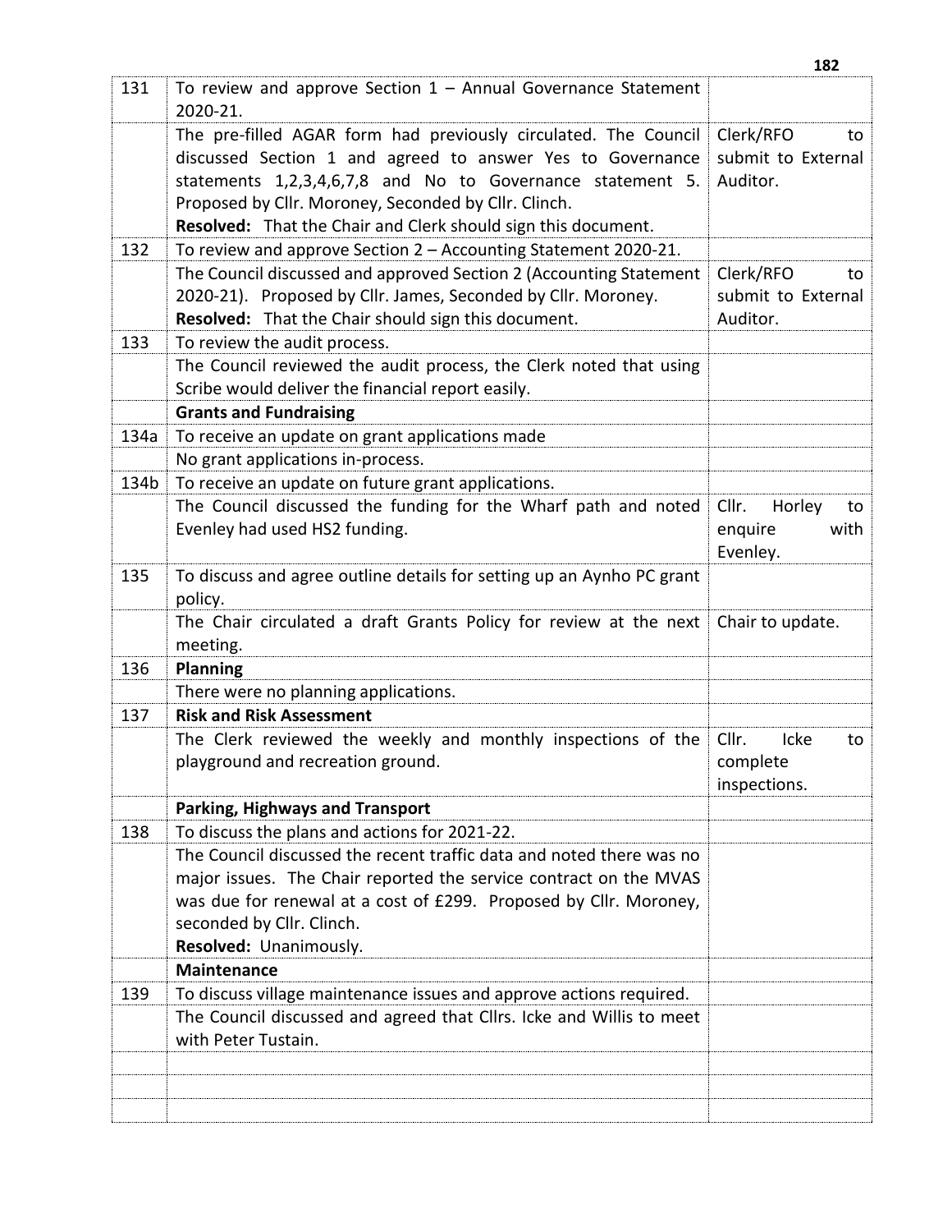| | | |
|---|---|---|
| 131 | To review and approve Section 1 – Annual Governance Statement 2020-21. | |
| | The pre-filled AGAR form had previously circulated. The Council discussed Section 1 and agreed to answer Yes to Governance statements 1,2,3,4,6,7,8 and No to Governance statement 5. Proposed by Cllr. Moroney, Seconded by Cllr. Clinch.<br>**Resolved:** That the Chair and Clerk should sign this document. | Clerk/RFO to submit to External Auditor. |
| 132 | To review and approve Section 2 – Accounting Statement 2020-21. | |
| | The Council discussed and approved Section 2 (Accounting Statement 2020-21). Proposed by Cllr. James, Seconded by Cllr. Moroney.<br>**Resolved:** That the Chair should sign this document. | Clerk/RFO to submit to External Auditor. |
| 133 | To review the audit process. | |
| | The Council reviewed the audit process, the Clerk noted that using Scribe would deliver the financial report easily. | |
| | **Grants and Fundraising** | |
| 134a | To receive an update on grant applications made | |
| | No grant applications in-process. | |
| 134b | To receive an update on future grant applications. | |
| | The Council discussed the funding for the Wharf path and noted Evenley had used HS2 funding. | Cllr. Horley to enquire with Evenley. |
| 135 | To discuss and agree outline details for setting up an Aynho PC grant policy. | |
| | The Chair circulated a draft Grants Policy for review at the next meeting. | Chair to update. |
| 136 | **Planning** | |
| | There were no planning applications. | |
| 137 | **Risk and Risk Assessment** | |
| | The Clerk reviewed the weekly and monthly inspections of the playground and recreation ground. | Cllr. Icke to complete inspections. |
| | **Parking, Highways and Transport** | |
| 138 | To discuss the plans and actions for 2021-22. | |
| | The Council discussed the recent traffic data and noted there was no major issues. The Chair reported the service contract on the MVAS was due for renewal at a cost of £299. Proposed by Cllr. Moroney, seconded by Cllr. Clinch.<br>**Resolved:** Unanimously. | |
| | **Maintenance** | |
| 139 | To discuss village maintenance issues and approve actions required. | |
| | The Council discussed and agreed that Cllrs. Icke and Willis to meet with Peter Tustain. | |
| | | |
| | | |
| | | |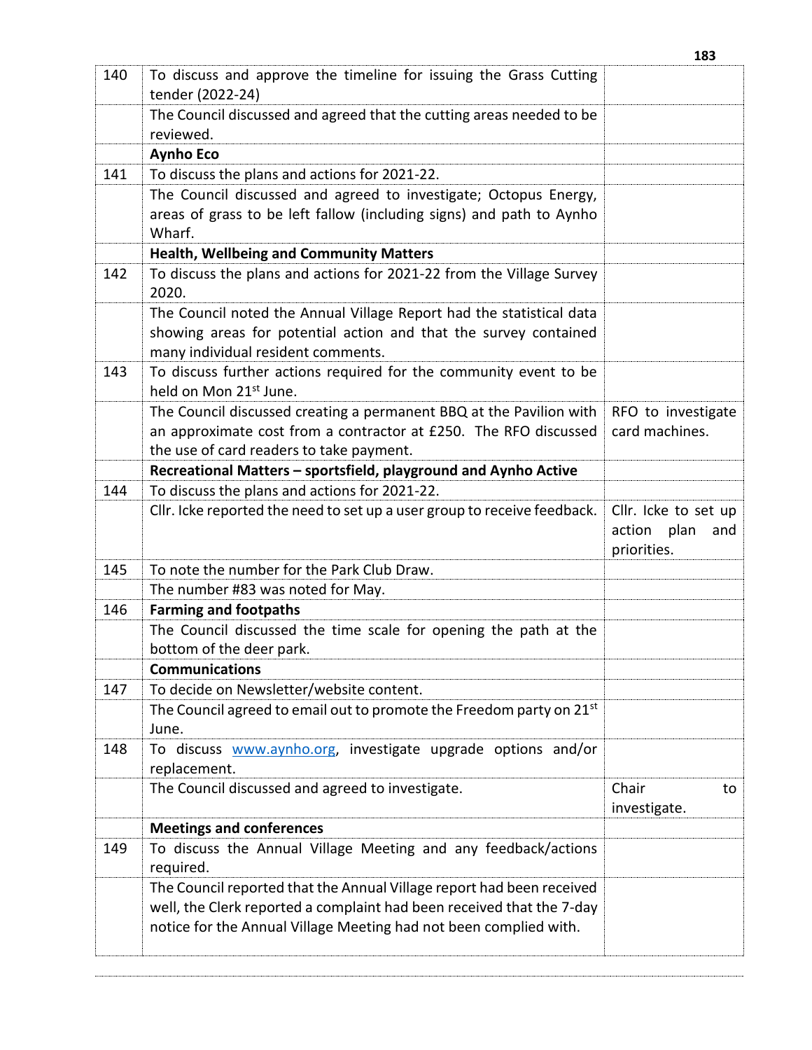| | | |
|---|---|---|
| 140 | To discuss and approve the timeline for issuing the Grass Cutting tender (2022-24) | |
| | The Council discussed and agreed that the cutting areas needed to be reviewed. | |
| | **Aynho Eco** | |
| 141 | To discuss the plans and actions for 2021-22. | |
| | The Council discussed and agreed to investigate; Octopus Energy, areas of grass to be left fallow (including signs) and path to Aynho Wharf. | |
| | **Health, Wellbeing and Community Matters** | |
| 142 | To discuss the plans and actions for 2021-22 from the Village Survey 2020. | |
| | The Council noted the Annual Village Report had the statistical data showing areas for potential action and that the survey contained many individual resident comments. | |
| 143 | To discuss further actions required for the community event to be held on Mon 21st June. | |
| | The Council discussed creating a permanent BBQ at the Pavilion with an approximate cost from a contractor at £250. The RFO discussed the use of card readers to take payment. | RFO to investigate card machines. |
| | **Recreational Matters – sportsfield, playground and Aynho Active** | |
| 144 | To discuss the plans and actions for 2021-22. | |
| | Cllr. Icke reported the need to set up a user group to receive feedback. | Cllr. Icke to set up action plan and priorities. |
| 145 | To note the number for the Park Club Draw. | |
| | The number #83 was noted for May. | |
| 146 | **Farming and footpaths** | |
| | The Council discussed the time scale for opening the path at the bottom of the deer park. | |
| | **Communications** | |
| 147 | To decide on Newsletter/website content. | |
| | The Council agreed to email out to promote the Freedom party on 21st June. | |
| 148 | To discuss www.aynho.org, investigate upgrade options and/or replacement. | |
| | The Council discussed and agreed to investigate. | Chair to investigate. |
| | **Meetings and conferences** | |
| 149 | To discuss the Annual Village Meeting and any feedback/actions required. | |
| | The Council reported that the Annual Village report had been received well, the Clerk reported a complaint had been received that the 7-day notice for the Annual Village Meeting had not been complied with. | |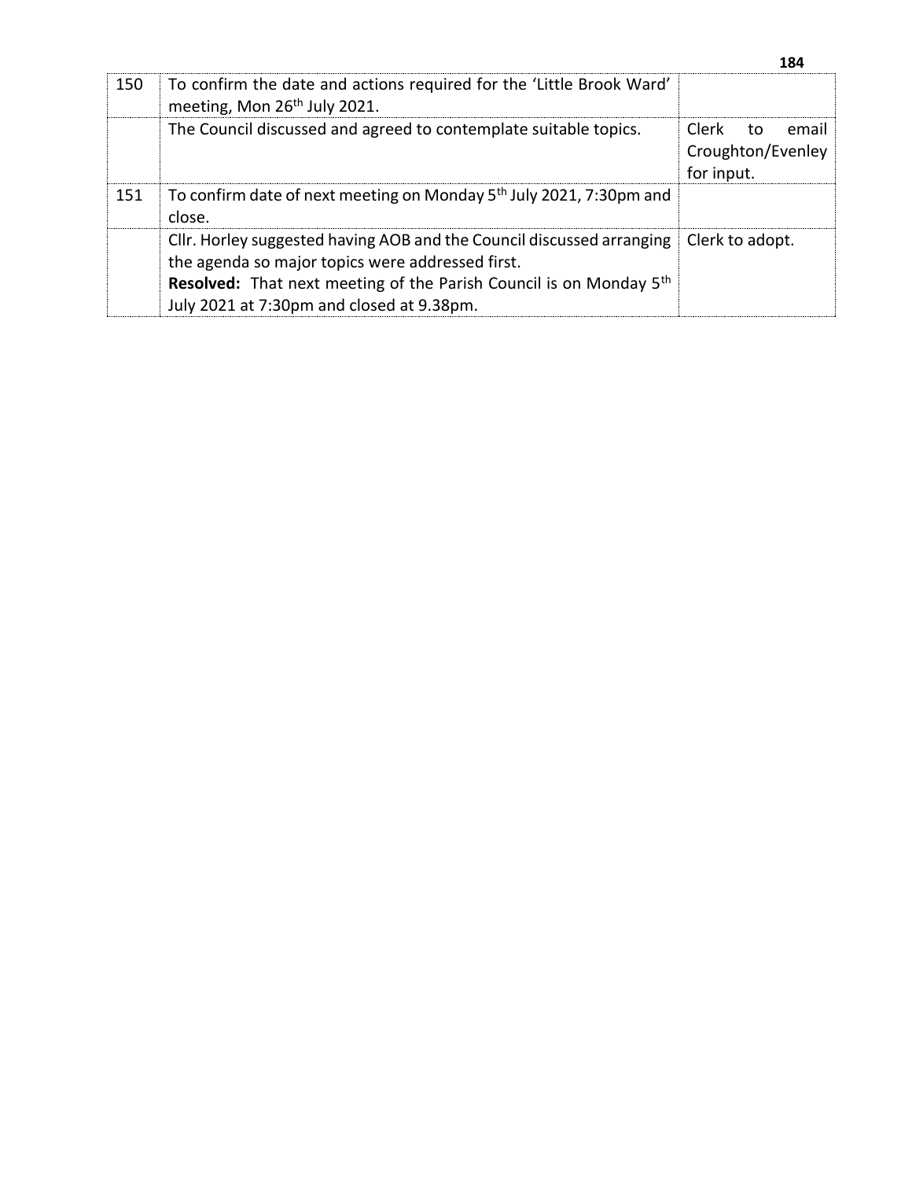| | | |
|---|---|---|
| 150 | To confirm the date and actions required for the 'Little Brook Ward' meeting, Mon 26th July 2021. | |
| | The Council discussed and agreed to contemplate suitable topics. | Clerk to email Croughton/Evenley for input. |
| 151 | To confirm date of next meeting on Monday 5th July 2021, 7:30pm and close. | |
| | Cllr. Horley suggested having AOB and the Council discussed arranging the agenda so major topics were addressed first.<br>**Resolved:** That next meeting of the Parish Council is on Monday 5th July 2021 at 7:30pm and closed at 9.38pm. | Clerk to adopt. |